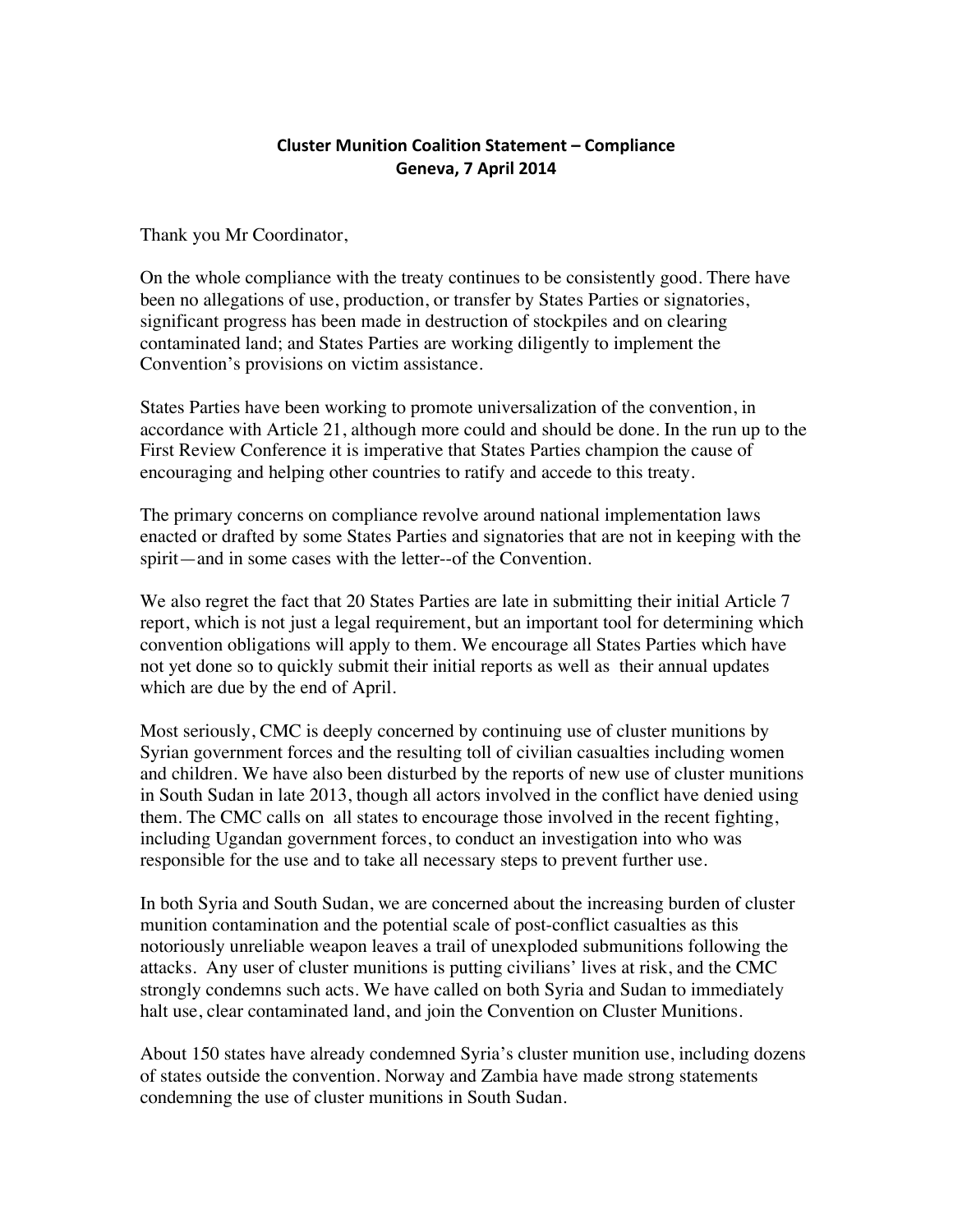**Cluster Munition Coalition Statement – Compliance**
**Geneva, 7 April 2014**

Thank you Mr Coordinator,

On the whole compliance with the treaty continues to be consistently good. There have been no allegations of use, production, or transfer by States Parties or signatories, significant progress has been made in destruction of stockpiles and on clearing contaminated land; and States Parties are working diligently to implement the Convention's provisions on victim assistance.

States Parties have been working to promote universalization of the convention, in accordance with Article 21, although more could and should be done. In the run up to the First Review Conference it is imperative that States Parties champion the cause of encouraging and helping other countries to ratify and accede to this treaty.

The primary concerns on compliance revolve around national implementation laws enacted or drafted by some States Parties and signatories that are not in keeping with the spirit—and in some cases with the letter--of the Convention.

We also regret the fact that 20 States Parties are late in submitting their initial Article 7 report, which is not just a legal requirement, but an important tool for determining which convention obligations will apply to them. We encourage all States Parties which have not yet done so to quickly submit their initial reports as well as their annual updates which are due by the end of April.

Most seriously, CMC is deeply concerned by continuing use of cluster munitions by Syrian government forces and the resulting toll of civilian casualties including women and children. We have also been disturbed by the reports of new use of cluster munitions in South Sudan in late 2013, though all actors involved in the conflict have denied using them. The CMC calls on all states to encourage those involved in the recent fighting, including Ugandan government forces, to conduct an investigation into who was responsible for the use and to take all necessary steps to prevent further use.

In both Syria and South Sudan, we are concerned about the increasing burden of cluster munition contamination and the potential scale of post-conflict casualties as this notoriously unreliable weapon leaves a trail of unexploded submunitions following the attacks. Any user of cluster munitions is putting civilians' lives at risk, and the CMC strongly condemns such acts. We have called on both Syria and Sudan to immediately halt use, clear contaminated land, and join the Convention on Cluster Munitions.

About 150 states have already condemned Syria's cluster munition use, including dozens of states outside the convention. Norway and Zambia have made strong statements condemning the use of cluster munitions in South Sudan.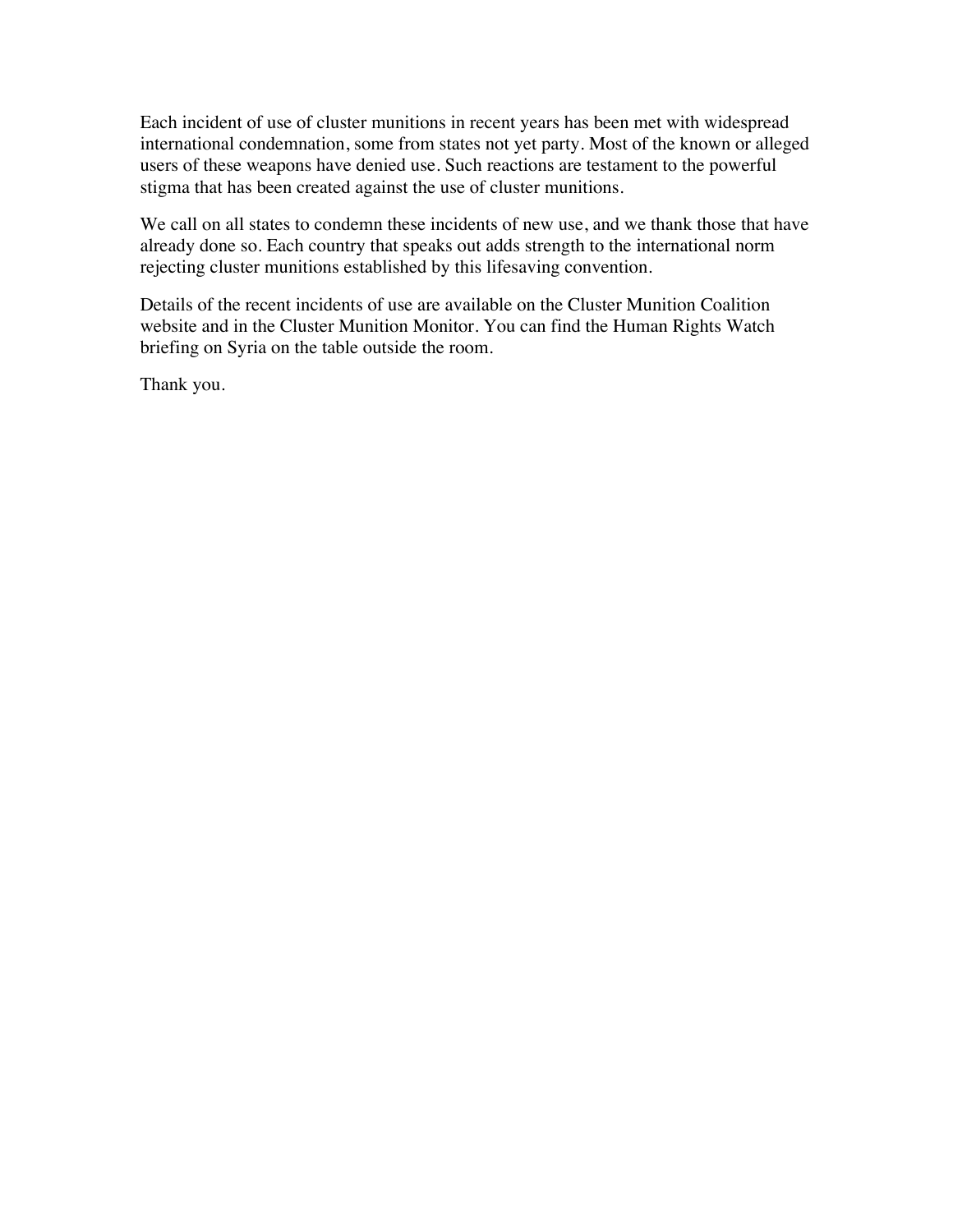Each incident of use of cluster munitions in recent years has been met with widespread international condemnation, some from states not yet party. Most of the known or alleged users of these weapons have denied use. Such reactions are testament to the powerful stigma that has been created against the use of cluster munitions.

We call on all states to condemn these incidents of new use, and we thank those that have already done so. Each country that speaks out adds strength to the international norm rejecting cluster munitions established by this lifesaving convention.

Details of the recent incidents of use are available on the Cluster Munition Coalition website and in the Cluster Munition Monitor. You can find the Human Rights Watch briefing on Syria on the table outside the room.

Thank you.